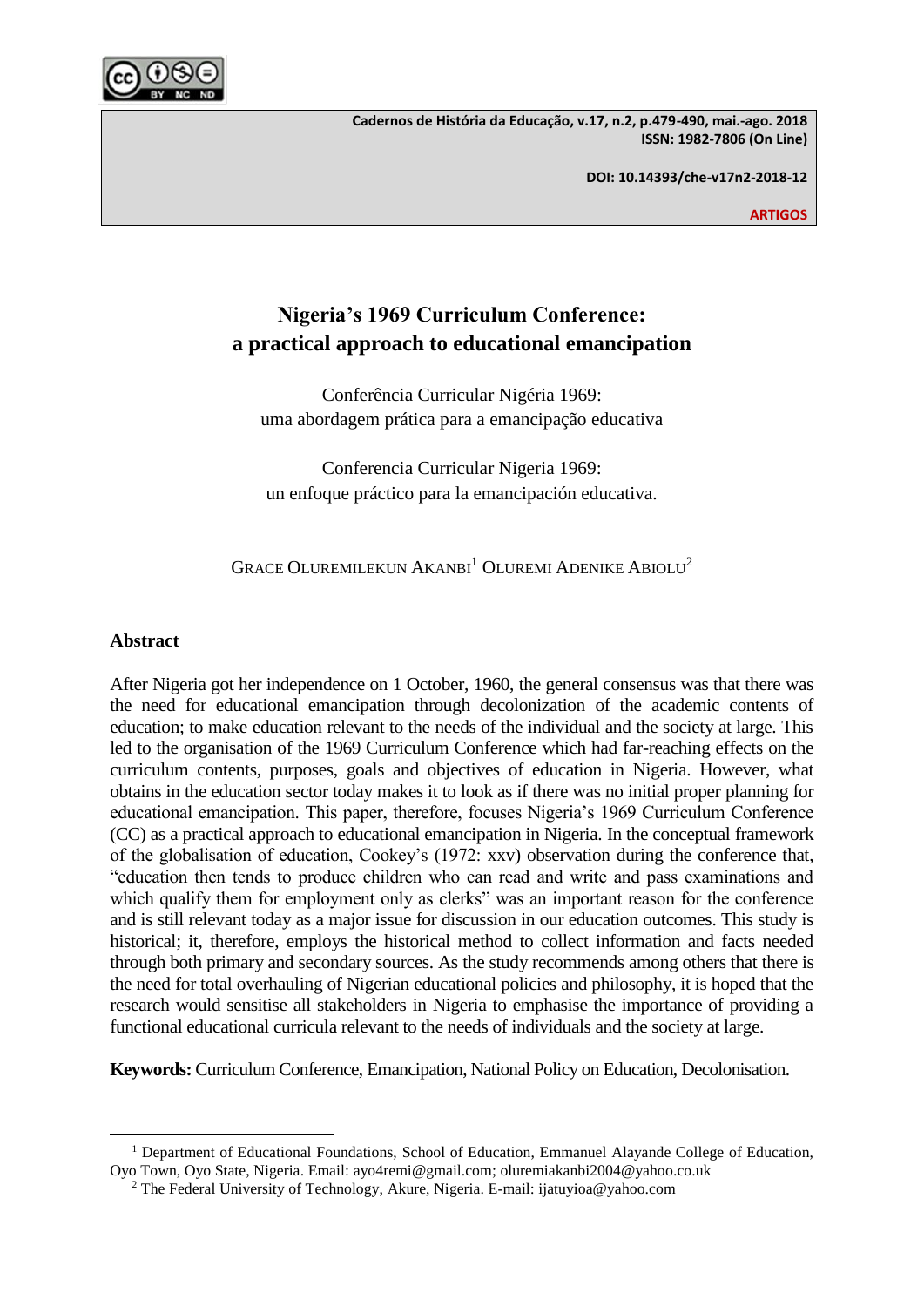# Nigeria's 1969 Curriculum Conference: a practical approach to educational emancipation

Conferência Curricular Nigéria 1969:
uma abordagem prática para a emancipação educativa

Conferencia Curricular Nigeria 1969:
un enfoque práctico para la emancipación educativa.

GRACE OLUREMILEKUN AKANBI[1] OLUREMI ADENIKE ABIOLU[2]

## Abstract

After Nigeria got her independence on 1 October, 1960, the general consensus was that there was the need for educational emancipation through decolonization of the academic contents of education; to make education relevant to the needs of the individual and the society at large. This led to the organisation of the 1969 Curriculum Conference which had far-reaching effects on the curriculum contents, purposes, goals and objectives of education in Nigeria. However, what obtains in the education sector today makes it to look as if there was no initial proper planning for educational emancipation. This paper, therefore, focuses Nigeria's 1969 Curriculum Conference (CC) as a practical approach to educational emancipation in Nigeria. In the conceptual framework of the globalisation of education, Cookey's (1972: xxv) observation during the conference that, "education then tends to produce children who can read and write and pass examinations and which qualify them for employment only as clerks" was an important reason for the conference and is still relevant today as a major issue for discussion in our education outcomes. This study is historical; it, therefore, employs the historical method to collect information and facts needed through both primary and secondary sources. As the study recommends among others that there is the need for total overhauling of Nigerian educational policies and philosophy, it is hoped that the research would sensitise all stakeholders in Nigeria to emphasise the importance of providing a functional educational curricula relevant to the needs of individuals and the society at large.

**Keywords:** Curriculum Conference, Emancipation, National Policy on Education, Decolonisation.

---

[1] Department of Educational Foundations, School of Education, Emmanuel Alayande College of Education, Oyo Town, Oyo State, Nigeria. Email: ayo4remi@gmail.com; oluremiakanbi2004@yahoo.co.uk

[2] The Federal University of Technology, Akure, Nigeria. E-mail: ijatuyioa@yahoo.com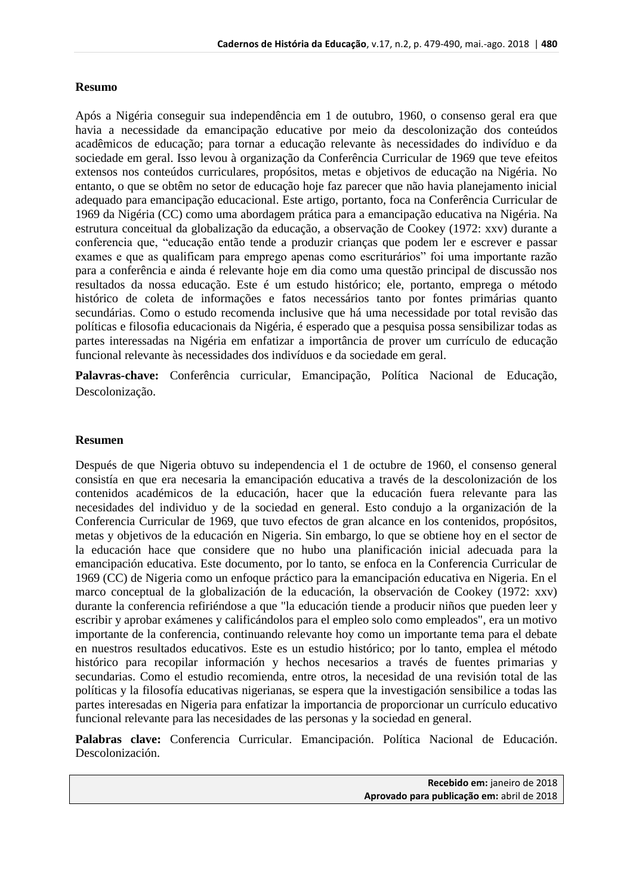## Resumo

Após a Nigéria conseguir sua independência em 1 de outubro, 1960, o consenso geral era que havia a necessidade da emancipação educative por meio da descolonização dos conteúdos acadêmicos de educação; para tornar a educação relevante às necessidades do indivíduo e da sociedade em geral. Isso levou à organização da Conferência Curricular de 1969 que teve efeitos extensos nos conteúdos curriculares, propósitos, metas e objetivos de educação na Nigéria. No entanto, o que se obtêm no setor de educação hoje faz parecer que não havia planejamento inicial adequado para emancipação educacional. Este artigo, portanto, foca na Conferência Curricular de 1969 da Nigéria (CC) como uma abordagem prática para a emancipação educativa na Nigéria. Na estrutura conceitual da globalização da educação, a observação de Cookey (1972: xxv) durante a conferencia que, "educação então tende a produzir crianças que podem ler e escrever e passar exames e que as qualificam para emprego apenas como escriturários" foi uma importante razão para a conferência e ainda é relevante hoje em dia como uma questão principal de discussão nos resultados da nossa educação. Este é um estudo histórico; ele, portanto, emprega o método histórico de coleta de informações e fatos necessários tanto por fontes primárias quanto secundárias. Como o estudo recomenda inclusive que há uma necessidade por total revisão das políticas e filosofia educacionais da Nigéria, é esperado que a pesquisa possa sensibilizar todas as partes interessadas na Nigéria em enfatizar a importância de prover um currículo de educação funcional relevante às necessidades dos indivíduos e da sociedade em geral.

**Palavras-chave:** Conferência curricular, Emancipação, Política Nacional de Educação, Descolonização.

## Resumen

Después de que Nigeria obtuvo su independencia el 1 de octubre de 1960, el consenso general consistía en que era necesaria la emancipación educativa a través de la descolonización de los contenidos académicos de la educación, hacer que la educación fuera relevante para las necesidades del individuo y de la sociedad en general. Esto condujo a la organización de la Conferencia Curricular de 1969, que tuvo efectos de gran alcance en los contenidos, propósitos, metas y objetivos de la educación en Nigeria. Sin embargo, lo que se obtiene hoy en el sector de la educación hace que considere que no hubo una planificación inicial adecuada para la emancipación educativa. Este documento, por lo tanto, se enfoca en la Conferencia Curricular de 1969 (CC) de Nigeria como un enfoque práctico para la emancipación educativa en Nigeria. En el marco conceptual de la globalización de la educación, la observación de Cookey (1972: xxv) durante la conferencia refiriéndose a que "la educación tiende a producir niños que pueden leer y escribir y aprobar exámenes y calificándolos para el empleo solo como empleados", era un motivo importante de la conferencia, continuando relevante hoy como un importante tema para el debate en nuestros resultados educativos. Este es un estudio histórico; por lo tanto, emplea el método histórico para recopilar información y hechos necesarios a través de fuentes primarias y secundarias. Como el estudio recomienda, entre otros, la necesidad de una revisión total de las políticas y la filosofía educativas nigerianas, se espera que la investigación sensibilice a todas las partes interesadas en Nigeria para enfatizar la importancia de proporcionar un currículo educativo funcional relevante para las necesidades de las personas y la sociedad en general.

**Palabras clave:** Conferencia Curricular. Emancipación. Política Nacional de Educación. Descolonización.

**Recebido em:** janeiro de 2018
**Aprovado para publicação em:** abril de 2018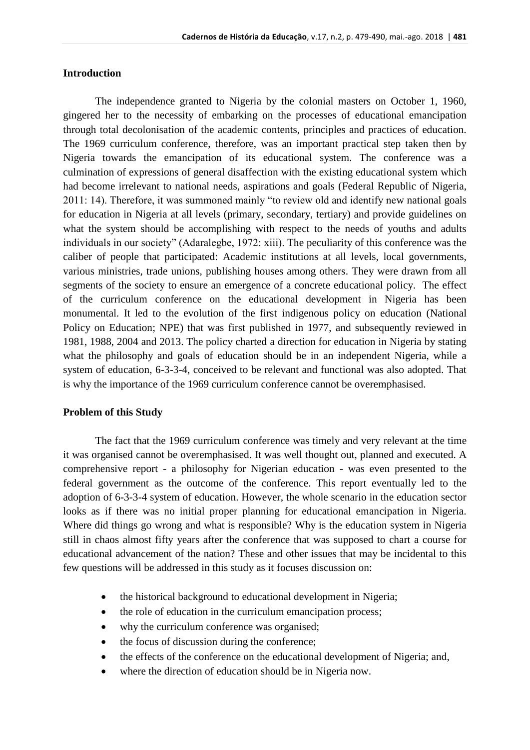## Introduction

The independence granted to Nigeria by the colonial masters on October 1, 1960, gingered her to the necessity of embarking on the processes of educational emancipation through total decolonisation of the academic contents, principles and practices of education. The 1969 curriculum conference, therefore, was an important practical step taken then by Nigeria towards the emancipation of its educational system. The conference was a culmination of expressions of general disaffection with the existing educational system which had become irrelevant to national needs, aspirations and goals (Federal Republic of Nigeria, 2011: 14). Therefore, it was summoned mainly "to review old and identify new national goals for education in Nigeria at all levels (primary, secondary, tertiary) and provide guidelines on what the system should be accomplishing with respect to the needs of youths and adults individuals in our society" (Adaralegbe, 1972: xiii). The peculiarity of this conference was the caliber of people that participated: Academic institutions at all levels, local governments, various ministries, trade unions, publishing houses among others. They were drawn from all segments of the society to ensure an emergence of a concrete educational policy. The effect of the curriculum conference on the educational development in Nigeria has been monumental. It led to the evolution of the first indigenous policy on education (National Policy on Education; NPE) that was first published in 1977, and subsequently reviewed in 1981, 1988, 2004 and 2013. The policy charted a direction for education in Nigeria by stating what the philosophy and goals of education should be in an independent Nigeria, while a system of education, 6-3-3-4, conceived to be relevant and functional was also adopted. That is why the importance of the 1969 curriculum conference cannot be overemphasised.

## Problem of this Study

The fact that the 1969 curriculum conference was timely and very relevant at the time it was organised cannot be overemphasised. It was well thought out, planned and executed. A comprehensive report - a philosophy for Nigerian education - was even presented to the federal government as the outcome of the conference. This report eventually led to the adoption of 6-3-3-4 system of education. However, the whole scenario in the education sector looks as if there was no initial proper planning for educational emancipation in Nigeria. Where did things go wrong and what is responsible? Why is the education system in Nigeria still in chaos almost fifty years after the conference that was supposed to chart a course for educational advancement of the nation? These and other issues that may be incidental to this few questions will be addressed in this study as it focuses discussion on:

- the historical background to educational development in Nigeria;
- the role of education in the curriculum emancipation process;
- why the curriculum conference was organised;
- the focus of discussion during the conference;
- the effects of the conference on the educational development of Nigeria; and,
- where the direction of education should be in Nigeria now.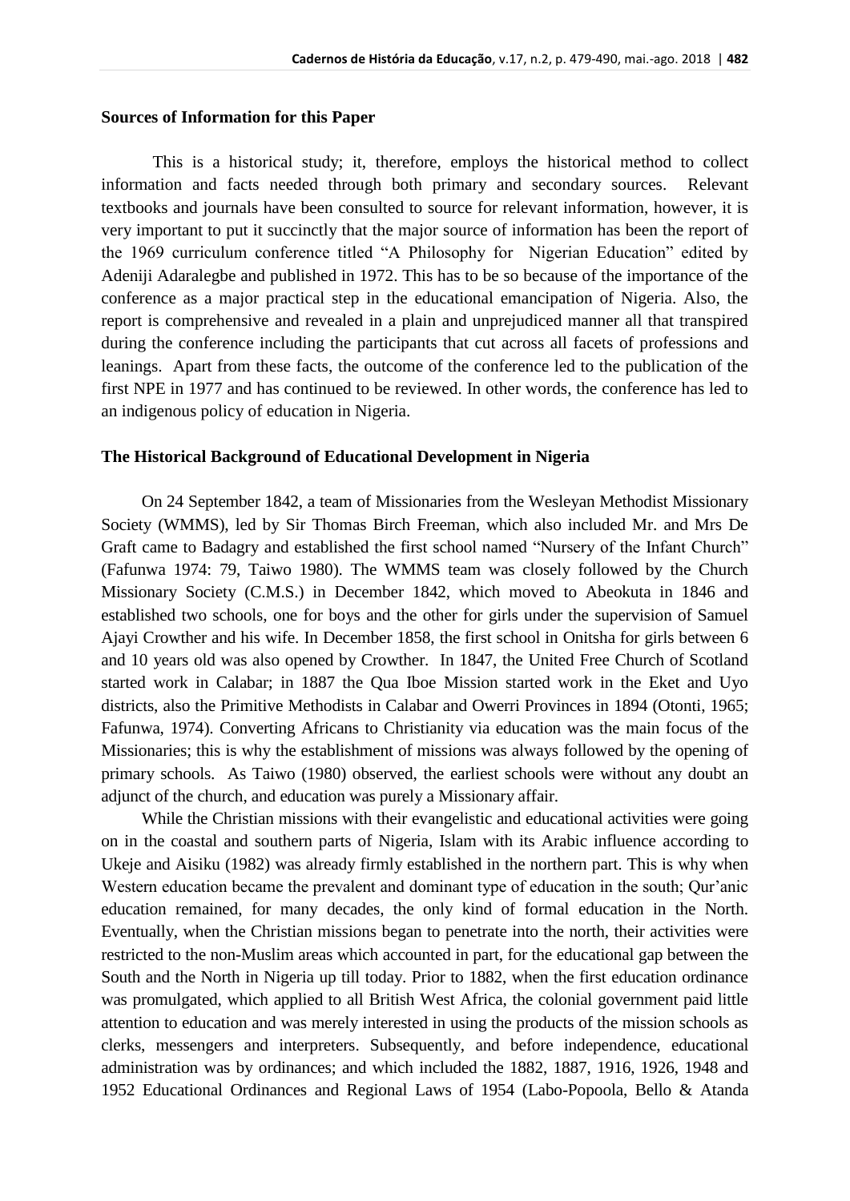### Sources of Information for this Paper

This is a historical study; it, therefore, employs the historical method to collect information and facts needed through both primary and secondary sources. Relevant textbooks and journals have been consulted to source for relevant information, however, it is very important to put it succinctly that the major source of information has been the report of the 1969 curriculum conference titled "A Philosophy for Nigerian Education" edited by Adeniji Adaralegbe and published in 1972. This has to be so because of the importance of the conference as a major practical step in the educational emancipation of Nigeria. Also, the report is comprehensive and revealed in a plain and unprejudiced manner all that transpired during the conference including the participants that cut across all facets of professions and leanings. Apart from these facts, the outcome of the conference led to the publication of the first NPE in 1977 and has continued to be reviewed. In other words, the conference has led to an indigenous policy of education in Nigeria.

### The Historical Background of Educational Development in Nigeria

On 24 September 1842, a team of Missionaries from the Wesleyan Methodist Missionary Society (WMMS), led by Sir Thomas Birch Freeman, which also included Mr. and Mrs De Graft came to Badagry and established the first school named "Nursery of the Infant Church" (Fafunwa 1974: 79, Taiwo 1980). The WMMS team was closely followed by the Church Missionary Society (C.M.S.) in December 1842, which moved to Abeokuta in 1846 and established two schools, one for boys and the other for girls under the supervision of Samuel Ajayi Crowther and his wife. In December 1858, the first school in Onitsha for girls between 6 and 10 years old was also opened by Crowther. In 1847, the United Free Church of Scotland started work in Calabar; in 1887 the Qua Iboe Mission started work in the Eket and Uyo districts, also the Primitive Methodists in Calabar and Owerri Provinces in 1894 (Otonti, 1965; Fafunwa, 1974). Converting Africans to Christianity via education was the main focus of the Missionaries; this is why the establishment of missions was always followed by the opening of primary schools. As Taiwo (1980) observed, the earliest schools were without any doubt an adjunct of the church, and education was purely a Missionary affair.

While the Christian missions with their evangelistic and educational activities were going on in the coastal and southern parts of Nigeria, Islam with its Arabic influence according to Ukeje and Aisiku (1982) was already firmly established in the northern part. This is why when Western education became the prevalent and dominant type of education in the south; Qur'anic education remained, for many decades, the only kind of formal education in the North. Eventually, when the Christian missions began to penetrate into the north, their activities were restricted to the non-Muslim areas which accounted in part, for the educational gap between the South and the North in Nigeria up till today. Prior to 1882, when the first education ordinance was promulgated, which applied to all British West Africa, the colonial government paid little attention to education and was merely interested in using the products of the mission schools as clerks, messengers and interpreters. Subsequently, and before independence, educational administration was by ordinances; and which included the 1882, 1887, 1916, 1926, 1948 and 1952 Educational Ordinances and Regional Laws of 1954 (Labo-Popoola, Bello & Atanda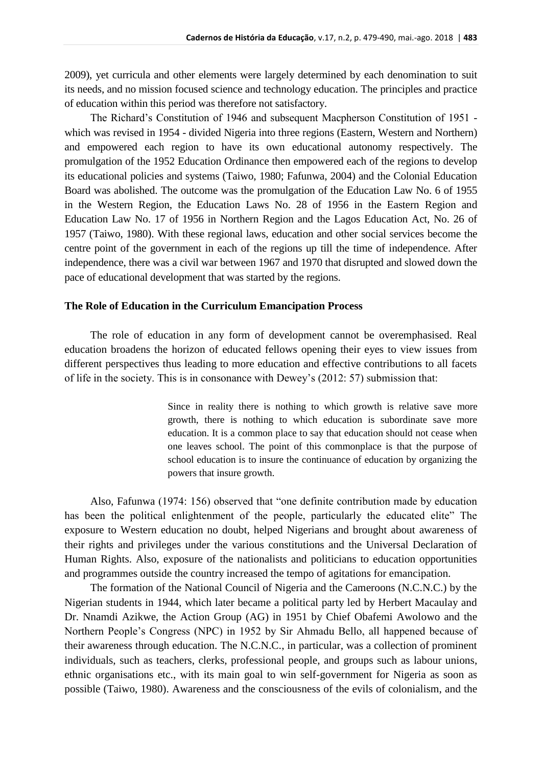2009), yet curricula and other elements were largely determined by each denomination to suit its needs, and no mission focused science and technology education. The principles and practice of education within this period was therefore not satisfactory.

The Richard's Constitution of 1946 and subsequent Macpherson Constitution of 1951 - which was revised in 1954 - divided Nigeria into three regions (Eastern, Western and Northern) and empowered each region to have its own educational autonomy respectively. The promulgation of the 1952 Education Ordinance then empowered each of the regions to develop its educational policies and systems (Taiwo, 1980; Fafunwa, 2004) and the Colonial Education Board was abolished. The outcome was the promulgation of the Education Law No. 6 of 1955 in the Western Region, the Education Laws No. 28 of 1956 in the Eastern Region and Education Law No. 17 of 1956 in Northern Region and the Lagos Education Act, No. 26 of 1957 (Taiwo, 1980). With these regional laws, education and other social services become the centre point of the government in each of the regions up till the time of independence. After independence, there was a civil war between 1967 and 1970 that disrupted and slowed down the pace of educational development that was started by the regions.

## The Role of Education in the Curriculum Emancipation Process

The role of education in any form of development cannot be overemphasised. Real education broadens the horizon of educated fellows opening their eyes to view issues from different perspectives thus leading to more education and effective contributions to all facets of life in the society. This is in consonance with Dewey's (2012: 57) submission that:

> Since in reality there is nothing to which growth is relative save more growth, there is nothing to which education is subordinate save more education. It is a common place to say that education should not cease when one leaves school. The point of this commonplace is that the purpose of school education is to insure the continuance of education by organizing the powers that insure growth.

Also, Fafunwa (1974: 156) observed that "one definite contribution made by education has been the political enlightenment of the people, particularly the educated elite" The exposure to Western education no doubt, helped Nigerians and brought about awareness of their rights and privileges under the various constitutions and the Universal Declaration of Human Rights. Also, exposure of the nationalists and politicians to education opportunities and programmes outside the country increased the tempo of agitations for emancipation.

The formation of the National Council of Nigeria and the Cameroons (N.C.N.C.) by the Nigerian students in 1944, which later became a political party led by Herbert Macaulay and Dr. Nnamdi Azikwe, the Action Group (AG) in 1951 by Chief Obafemi Awolowo and the Northern People's Congress (NPC) in 1952 by Sir Ahmadu Bello, all happened because of their awareness through education. The N.C.N.C., in particular, was a collection of prominent individuals, such as teachers, clerks, professional people, and groups such as labour unions, ethnic organisations etc., with its main goal to win self-government for Nigeria as soon as possible (Taiwo, 1980). Awareness and the consciousness of the evils of colonialism, and the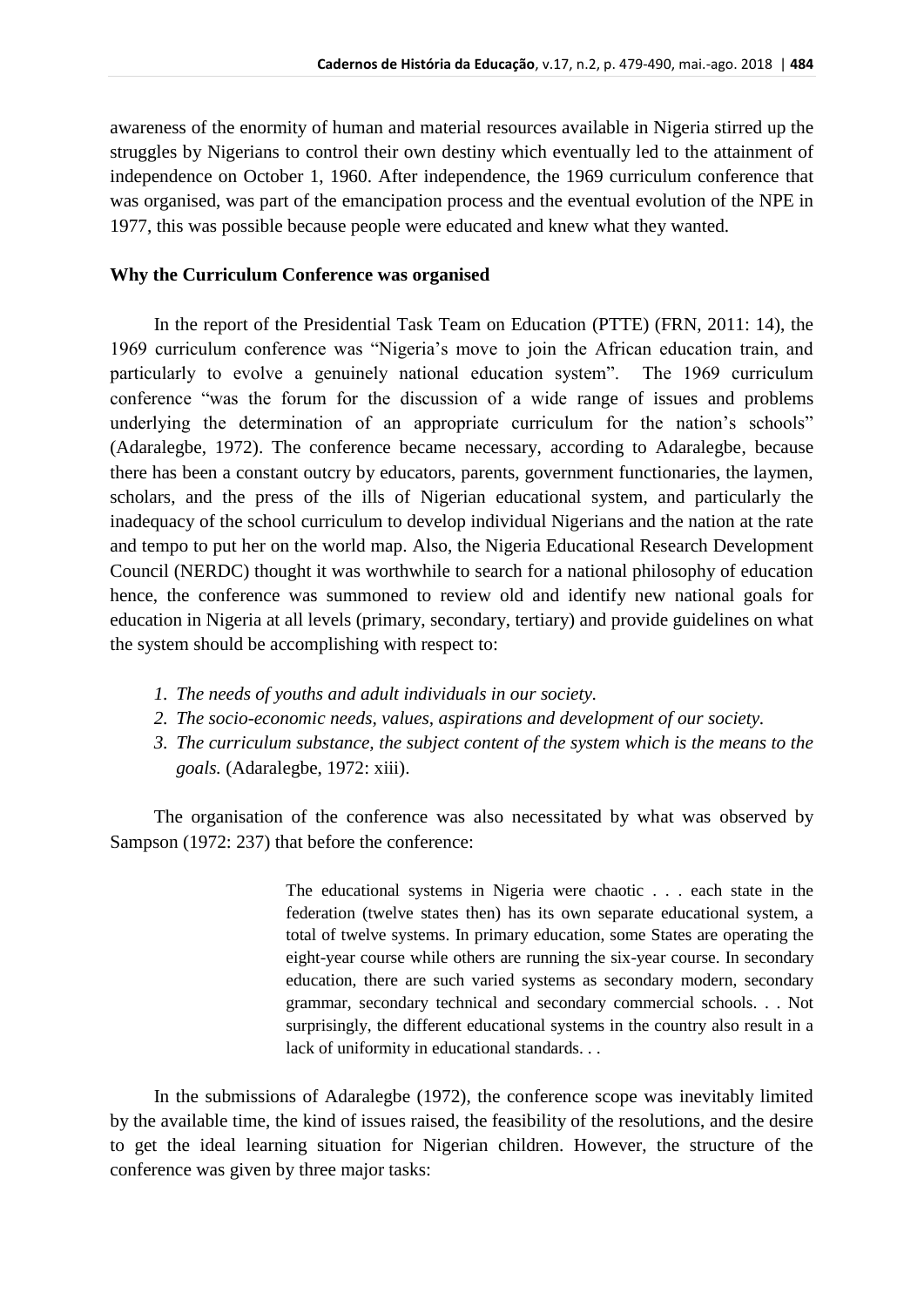awareness of the enormity of human and material resources available in Nigeria stirred up the struggles by Nigerians to control their own destiny which eventually led to the attainment of independence on October 1, 1960. After independence, the 1969 curriculum conference that was organised, was part of the emancipation process and the eventual evolution of the NPE in 1977, this was possible because people were educated and knew what they wanted.

## Why the Curriculum Conference was organised

In the report of the Presidential Task Team on Education (PTTE) (FRN, 2011: 14), the 1969 curriculum conference was "Nigeria's move to join the African education train, and particularly to evolve a genuinely national education system". The 1969 curriculum conference "was the forum for the discussion of a wide range of issues and problems underlying the determination of an appropriate curriculum for the nation's schools" (Adaralegbe, 1972). The conference became necessary, according to Adaralegbe, because there has been a constant outcry by educators, parents, government functionaries, the laymen, scholars, and the press of the ills of Nigerian educational system, and particularly the inadequacy of the school curriculum to develop individual Nigerians and the nation at the rate and tempo to put her on the world map. Also, the Nigeria Educational Research Development Council (NERDC) thought it was worthwhile to search for a national philosophy of education hence, the conference was summoned to review old and identify new national goals for education in Nigeria at all levels (primary, secondary, tertiary) and provide guidelines on what the system should be accomplishing with respect to:

1. *The needs of youths and adult individuals in our society.*
2. *The socio-economic needs, values, aspirations and development of our society.*
3. *The curriculum substance, the subject content of the system which is the means to the goals.* (Adaralegbe, 1972: xiii).

The organisation of the conference was also necessitated by what was observed by Sampson (1972: 237) that before the conference:

> The educational systems in Nigeria were chaotic . . . each state in the federation (twelve states then) has its own separate educational system, a total of twelve systems. In primary education, some States are operating the eight-year course while others are running the six-year course. In secondary education, there are such varied systems as secondary modern, secondary grammar, secondary technical and secondary commercial schools. . . Not surprisingly, the different educational systems in the country also result in a lack of uniformity in educational standards. . .

In the submissions of Adaralegbe (1972), the conference scope was inevitably limited by the available time, the kind of issues raised, the feasibility of the resolutions, and the desire to get the ideal learning situation for Nigerian children. However, the structure of the conference was given by three major tasks: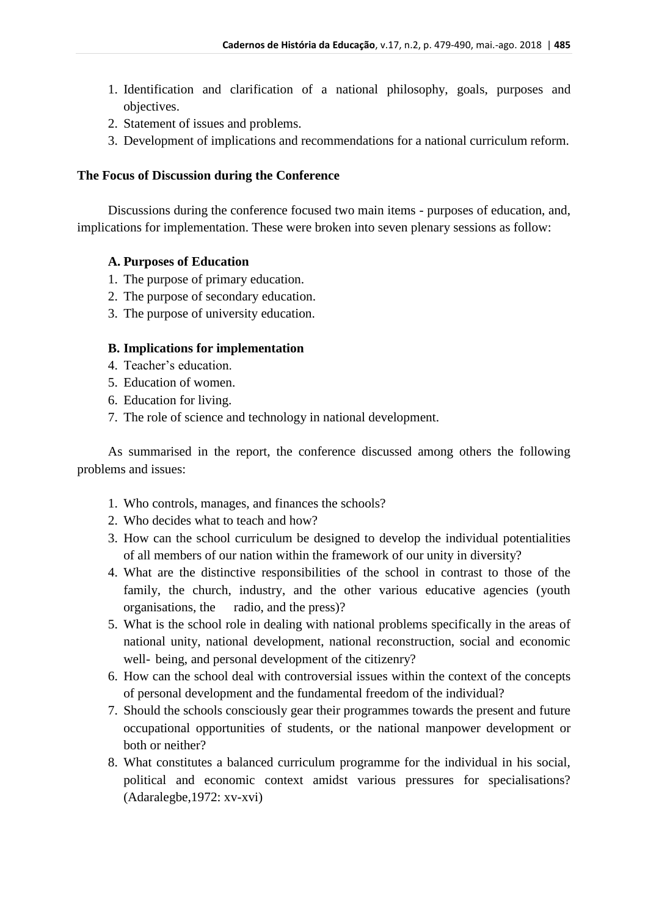1. Identification and clarification of a national philosophy, goals, purposes and objectives.
2. Statement of issues and problems.
3. Development of implications and recommendations for a national curriculum reform.

**The Focus of Discussion during the Conference**

Discussions during the conference focused two main items - purposes of education, and, implications for implementation. These were broken into seven plenary sessions as follow:

**A. Purposes of Education**

1. The purpose of primary education.
2. The purpose of secondary education.
3. The purpose of university education.

**B. Implications for implementation**

4. Teacher's education.
5. Education of women.
6. Education for living.
7. The role of science and technology in national development.

As summarised in the report, the conference discussed among others the following problems and issues:

1. Who controls, manages, and finances the schools?
2. Who decides what to teach and how?
3. How can the school curriculum be designed to develop the individual potentialities of all members of our nation within the framework of our unity in diversity?
4. What are the distinctive responsibilities of the school in contrast to those of the family, the church, industry, and the other various educative agencies (youth organisations, the radio, and the press)?
5. What is the school role in dealing with national problems specifically in the areas of national unity, national development, national reconstruction, social and economic well- being, and personal development of the citizenry?
6. How can the school deal with controversial issues within the context of the concepts of personal development and the fundamental freedom of the individual?
7. Should the schools consciously gear their programmes towards the present and future occupational opportunities of students, or the national manpower development or both or neither?
8. What constitutes a balanced curriculum programme for the individual in his social, political and economic context amidst various pressures for specialisations? (Adaralegbe,1972: xv-xvi)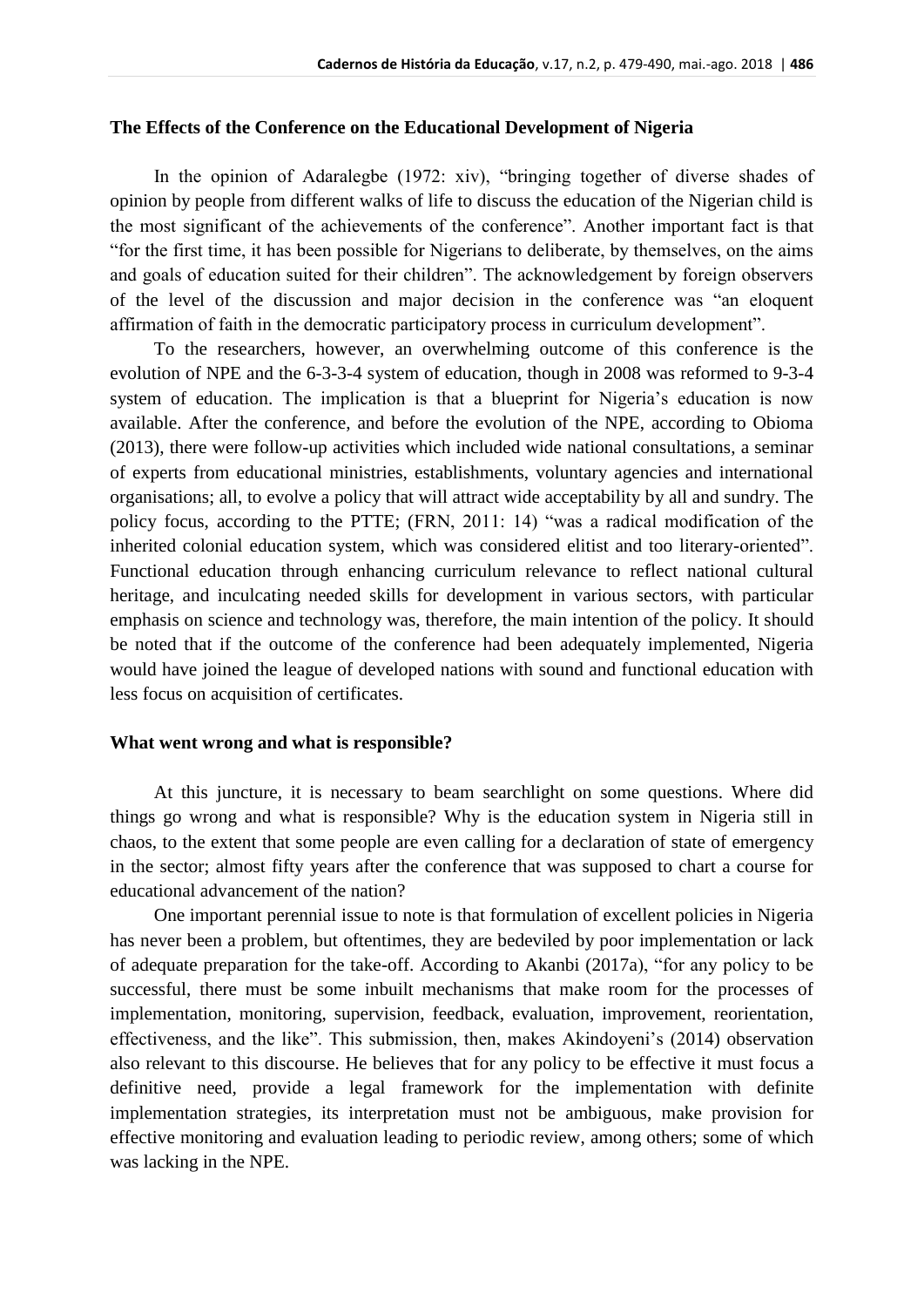### The Effects of the Conference on the Educational Development of Nigeria

In the opinion of Adaralegbe (1972: xiv), "bringing together of diverse shades of opinion by people from different walks of life to discuss the education of the Nigerian child is the most significant of the achievements of the conference". Another important fact is that "for the first time, it has been possible for Nigerians to deliberate, by themselves, on the aims and goals of education suited for their children". The acknowledgement by foreign observers of the level of the discussion and major decision in the conference was "an eloquent affirmation of faith in the democratic participatory process in curriculum development".

To the researchers, however, an overwhelming outcome of this conference is the evolution of NPE and the 6-3-3-4 system of education, though in 2008 was reformed to 9-3-4 system of education. The implication is that a blueprint for Nigeria's education is now available. After the conference, and before the evolution of the NPE, according to Obioma (2013), there were follow-up activities which included wide national consultations, a seminar of experts from educational ministries, establishments, voluntary agencies and international organisations; all, to evolve a policy that will attract wide acceptability by all and sundry. The policy focus, according to the PTTE; (FRN, 2011: 14) "was a radical modification of the inherited colonial education system, which was considered elitist and too literary-oriented". Functional education through enhancing curriculum relevance to reflect national cultural heritage, and inculcating needed skills for development in various sectors, with particular emphasis on science and technology was, therefore, the main intention of the policy. It should be noted that if the outcome of the conference had been adequately implemented, Nigeria would have joined the league of developed nations with sound and functional education with less focus on acquisition of certificates.

### What went wrong and what is responsible?

At this juncture, it is necessary to beam searchlight on some questions. Where did things go wrong and what is responsible? Why is the education system in Nigeria still in chaos, to the extent that some people are even calling for a declaration of state of emergency in the sector; almost fifty years after the conference that was supposed to chart a course for educational advancement of the nation?

One important perennial issue to note is that formulation of excellent policies in Nigeria has never been a problem, but oftentimes, they are bedeviled by poor implementation or lack of adequate preparation for the take-off. According to Akanbi (2017a), "for any policy to be successful, there must be some inbuilt mechanisms that make room for the processes of implementation, monitoring, supervision, feedback, evaluation, improvement, reorientation, effectiveness, and the like". This submission, then, makes Akindoyeni's (2014) observation also relevant to this discourse. He believes that for any policy to be effective it must focus a definitive need, provide a legal framework for the implementation with definite implementation strategies, its interpretation must not be ambiguous, make provision for effective monitoring and evaluation leading to periodic review, among others; some of which was lacking in the NPE.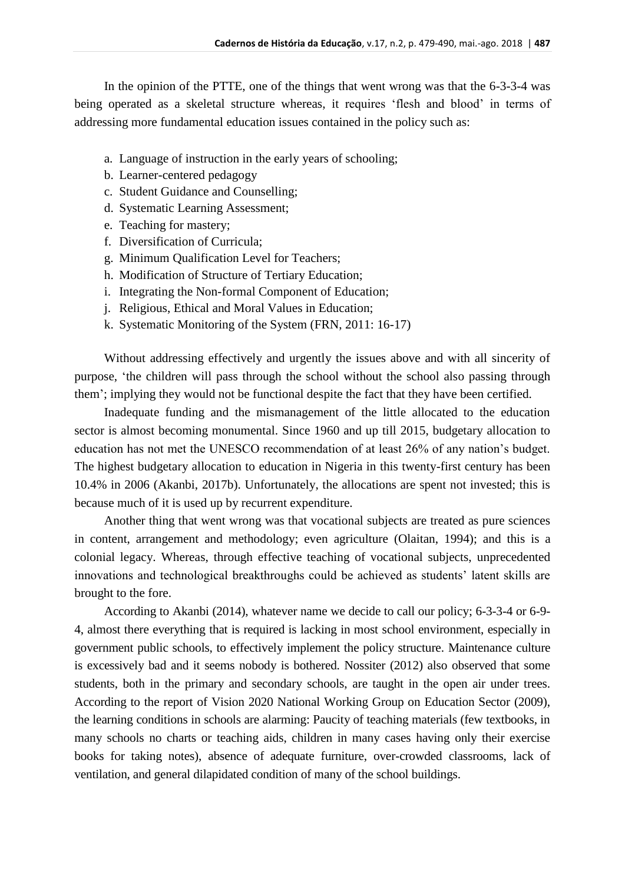In the opinion of the PTTE, one of the things that went wrong was that the 6-3-3-4 was being operated as a skeletal structure whereas, it requires 'flesh and blood' in terms of addressing more fundamental education issues contained in the policy such as:

a. Language of instruction in the early years of schooling;
b. Learner-centered pedagogy
c. Student Guidance and Counselling;
d. Systematic Learning Assessment;
e. Teaching for mastery;
f. Diversification of Curricula;
g. Minimum Qualification Level for Teachers;
h. Modification of Structure of Tertiary Education;
i. Integrating the Non-formal Component of Education;
j. Religious, Ethical and Moral Values in Education;
k. Systematic Monitoring of the System (FRN, 2011: 16-17)

Without addressing effectively and urgently the issues above and with all sincerity of purpose, 'the children will pass through the school without the school also passing through them'; implying they would not be functional despite the fact that they have been certified.

Inadequate funding and the mismanagement of the little allocated to the education sector is almost becoming monumental. Since 1960 and up till 2015, budgetary allocation to education has not met the UNESCO recommendation of at least 26% of any nation's budget. The highest budgetary allocation to education in Nigeria in this twenty-first century has been 10.4% in 2006 (Akanbi, 2017b). Unfortunately, the allocations are spent not invested; this is because much of it is used up by recurrent expenditure.

Another thing that went wrong was that vocational subjects are treated as pure sciences in content, arrangement and methodology; even agriculture (Olaitan, 1994); and this is a colonial legacy. Whereas, through effective teaching of vocational subjects, unprecedented innovations and technological breakthroughs could be achieved as students' latent skills are brought to the fore.

According to Akanbi (2014), whatever name we decide to call our policy; 6-3-3-4 or 6-9-4, almost there everything that is required is lacking in most school environment, especially in government public schools, to effectively implement the policy structure. Maintenance culture is excessively bad and it seems nobody is bothered. Nossiter (2012) also observed that some students, both in the primary and secondary schools, are taught in the open air under trees. According to the report of Vision 2020 National Working Group on Education Sector (2009), the learning conditions in schools are alarming: Paucity of teaching materials (few textbooks, in many schools no charts or teaching aids, children in many cases having only their exercise books for taking notes), absence of adequate furniture, over-crowded classrooms, lack of ventilation, and general dilapidated condition of many of the school buildings.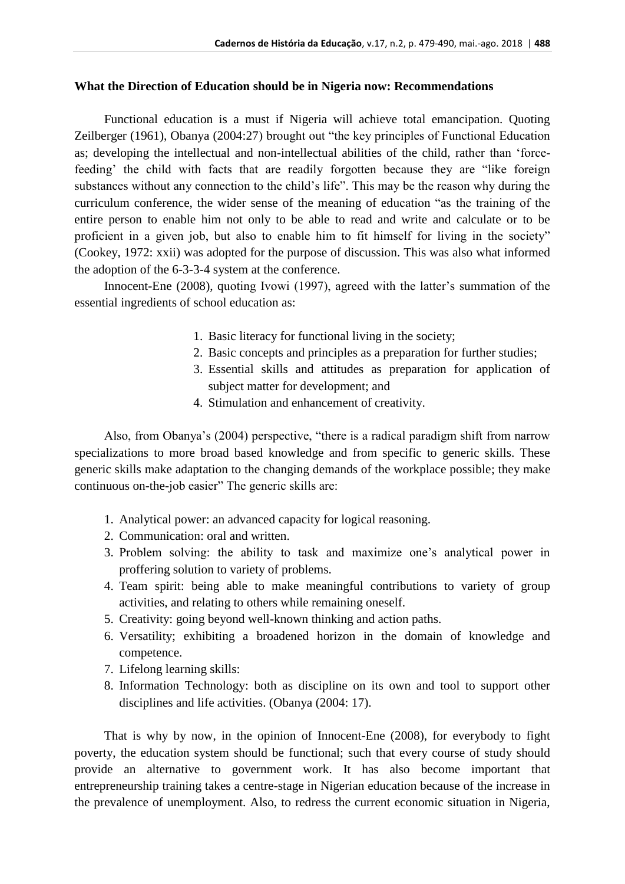**What the Direction of Education should be in Nigeria now: Recommendations**

Functional education is a must if Nigeria will achieve total emancipation. Quoting Zeilberger (1961), Obanya (2004:27) brought out "the key principles of Functional Education as; developing the intellectual and non-intellectual abilities of the child, rather than 'force-feeding' the child with facts that are readily forgotten because they are "like foreign substances without any connection to the child's life". This may be the reason why during the curriculum conference, the wider sense of the meaning of education "as the training of the entire person to enable him not only to be able to read and write and calculate or to be proficient in a given job, but also to enable him to fit himself for living in the society" (Cookey, 1972: xxii) was adopted for the purpose of discussion. This was also what informed the adoption of the 6-3-3-4 system at the conference.

Innocent-Ene (2008), quoting Ivowi (1997), agreed with the latter's summation of the essential ingredients of school education as:

1. Basic literacy for functional living in the society;
2. Basic concepts and principles as a preparation for further studies;
3. Essential skills and attitudes as preparation for application of subject matter for development; and
4. Stimulation and enhancement of creativity.

Also, from Obanya's (2004) perspective, "there is a radical paradigm shift from narrow specializations to more broad based knowledge and from specific to generic skills. These generic skills make adaptation to the changing demands of the workplace possible; they make continuous on-the-job easier" The generic skills are:

1. Analytical power: an advanced capacity for logical reasoning.
2. Communication: oral and written.
3. Problem solving: the ability to task and maximize one's analytical power in proffering solution to variety of problems.
4. Team spirit: being able to make meaningful contributions to variety of group activities, and relating to others while remaining oneself.
5. Creativity: going beyond well-known thinking and action paths.
6. Versatility; exhibiting a broadened horizon in the domain of knowledge and competence.
7. Lifelong learning skills:
8. Information Technology: both as discipline on its own and tool to support other disciplines and life activities. (Obanya (2004: 17).

That is why by now, in the opinion of Innocent-Ene (2008), for everybody to fight poverty, the education system should be functional; such that every course of study should provide an alternative to government work. It has also become important that entrepreneurship training takes a centre-stage in Nigerian education because of the increase in the prevalence of unemployment. Also, to redress the current economic situation in Nigeria,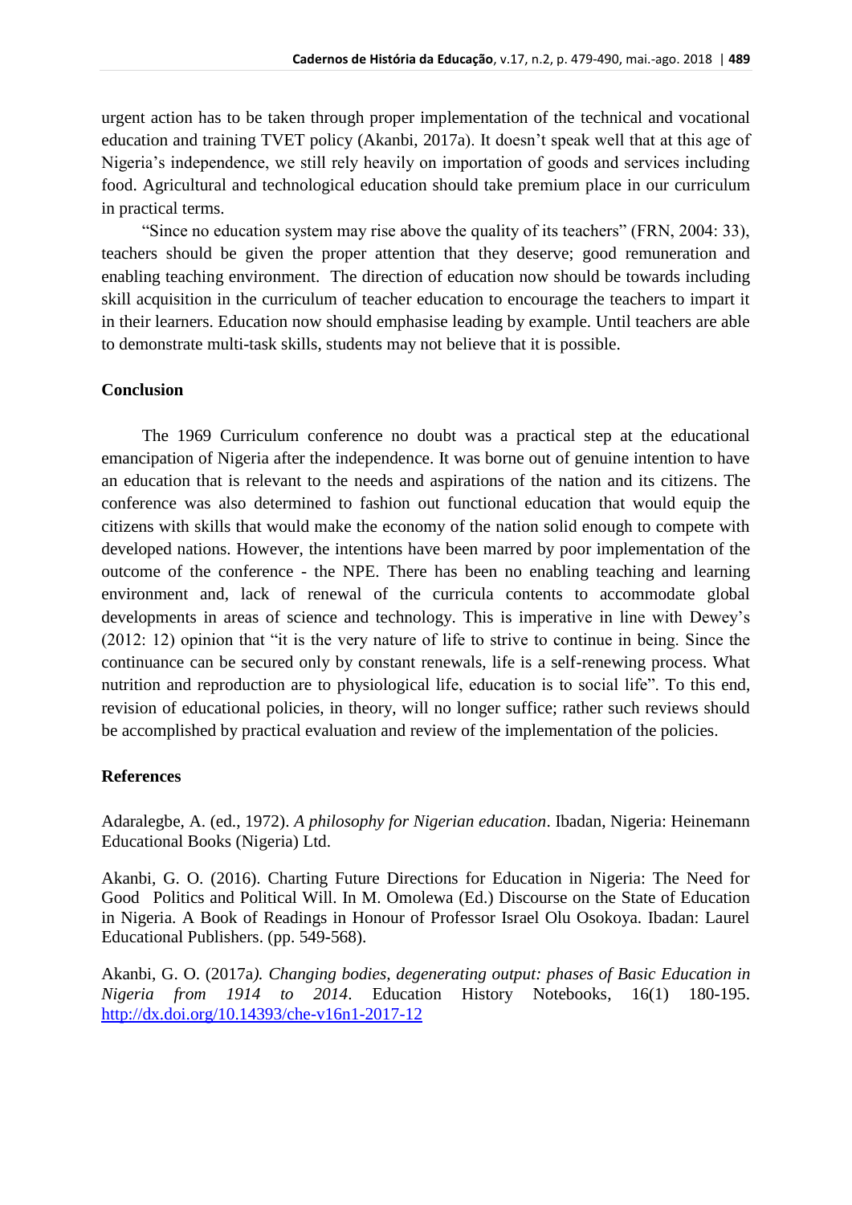urgent action has to be taken through proper implementation of the technical and vocational education and training TVET policy (Akanbi, 2017a). It doesn't speak well that at this age of Nigeria's independence, we still rely heavily on importation of goods and services including food. Agricultural and technological education should take premium place in our curriculum in practical terms.

"Since no education system may rise above the quality of its teachers" (FRN, 2004: 33), teachers should be given the proper attention that they deserve; good remuneration and enabling teaching environment. The direction of education now should be towards including skill acquisition in the curriculum of teacher education to encourage the teachers to impart it in their learners. Education now should emphasise leading by example. Until teachers are able to demonstrate multi-task skills, students may not believe that it is possible.

## Conclusion

The 1969 Curriculum conference no doubt was a practical step at the educational emancipation of Nigeria after the independence. It was borne out of genuine intention to have an education that is relevant to the needs and aspirations of the nation and its citizens. The conference was also determined to fashion out functional education that would equip the citizens with skills that would make the economy of the nation solid enough to compete with developed nations. However, the intentions have been marred by poor implementation of the outcome of the conference - the NPE. There has been no enabling teaching and learning environment and, lack of renewal of the curricula contents to accommodate global developments in areas of science and technology. This is imperative in line with Dewey's (2012: 12) opinion that "it is the very nature of life to strive to continue in being. Since the continuance can be secured only by constant renewals, life is a self-renewing process. What nutrition and reproduction are to physiological life, education is to social life". To this end, revision of educational policies, in theory, will no longer suffice; rather such reviews should be accomplished by practical evaluation and review of the implementation of the policies.

## References

Adaralegbe, A. (ed., 1972). *A philosophy for Nigerian education*. Ibadan, Nigeria: Heinemann Educational Books (Nigeria) Ltd.

Akanbi, G. O. (2016). Charting Future Directions for Education in Nigeria: The Need for Good Politics and Political Will. In M. Omolewa (Ed.) Discourse on the State of Education in Nigeria. A Book of Readings in Honour of Professor Israel Olu Osokoya. Ibadan: Laurel Educational Publishers. (pp. 549-568).

Akanbi, G. O. (2017a*). Changing bodies, degenerating output: phases of Basic Education in Nigeria from 1914 to 2014*. Education History Notebooks, 16(1) 180-195. http://dx.doi.org/10.14393/che-v16n1-2017-12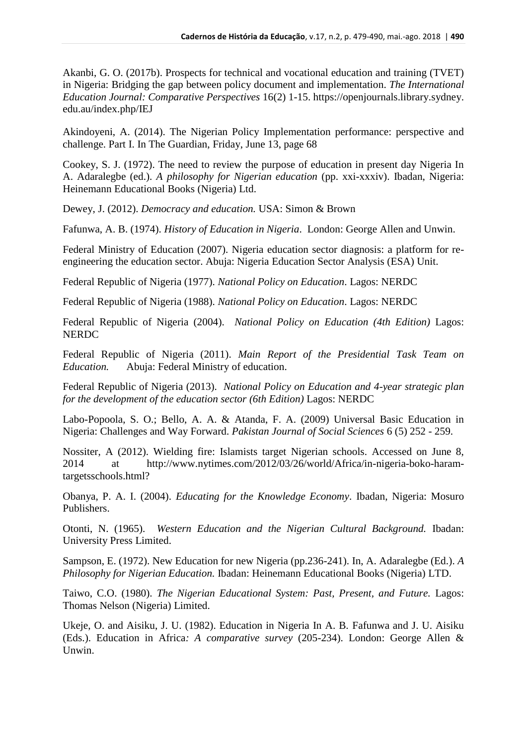Akanbi, G. O. (2017b). Prospects for technical and vocational education and training (TVET) in Nigeria: Bridging the gap between policy document and implementation. *The International Education Journal: Comparative Perspectives* 16(2) 1-15. https://openjournals.library.sydney.edu.au/index.php/IEJ

Akindoyeni, A. (2014). The Nigerian Policy Implementation performance: perspective and challenge. Part I. In The Guardian, Friday, June 13, page 68

Cookey, S. J. (1972). The need to review the purpose of education in present day Nigeria In A. Adaralegbe (ed.). *A philosophy for Nigerian education* (pp. xxi-xxxiv). Ibadan, Nigeria: Heinemann Educational Books (Nigeria) Ltd.

Dewey, J. (2012). *Democracy and education.* USA: Simon & Brown

Fafunwa, A. B. (1974). *History of Education in Nigeria*. London: George Allen and Unwin.

Federal Ministry of Education (2007). Nigeria education sector diagnosis: a platform for re-engineering the education sector. Abuja: Nigeria Education Sector Analysis (ESA) Unit.

Federal Republic of Nigeria (1977). *National Policy on Education*. Lagos: NERDC

Federal Republic of Nigeria (1988). *National Policy on Education*. Lagos: NERDC

Federal Republic of Nigeria (2004). *National Policy on Education (4th Edition)* Lagos: NERDC

Federal Republic of Nigeria (2011). *Main Report of the Presidential Task Team on Education.* Abuja: Federal Ministry of education.

Federal Republic of Nigeria (2013). *National Policy on Education and 4-year strategic plan for the development of the education sector (6th Edition)* Lagos: NERDC

Labo-Popoola, S. O.; Bello, A. A. & Atanda, F. A. (2009) Universal Basic Education in Nigeria: Challenges and Way Forward. *Pakistan Journal of Social Sciences* 6 (5) 252 - 259.

Nossiter, A (2012). Wielding fire: Islamists target Nigerian schools. Accessed on June 8, 2014 at http://www.nytimes.com/2012/03/26/world/Africa/in-nigeria-boko-haram-targetsschools.html?

Obanya, P. A. I. (2004). *Educating for the Knowledge Economy*. Ibadan, Nigeria: Mosuro Publishers.

Otonti, N. (1965). *Western Education and the Nigerian Cultural Background.* Ibadan: University Press Limited.

Sampson, E. (1972). New Education for new Nigeria (pp.236-241). In, A. Adaralegbe (Ed.). *A Philosophy for Nigerian Education.* Ibadan: Heinemann Educational Books (Nigeria) LTD.

Taiwo, C.O. (1980). *The Nigerian Educational System: Past, Present, and Future.* Lagos: Thomas Nelson (Nigeria) Limited.

Ukeje, O. and Aisiku, J. U. (1982). Education in Nigeria In A. B. Fafunwa and J. U. Aisiku (Eds.). Education in Africa*: A comparative survey* (205-234). London: George Allen & Unwin.